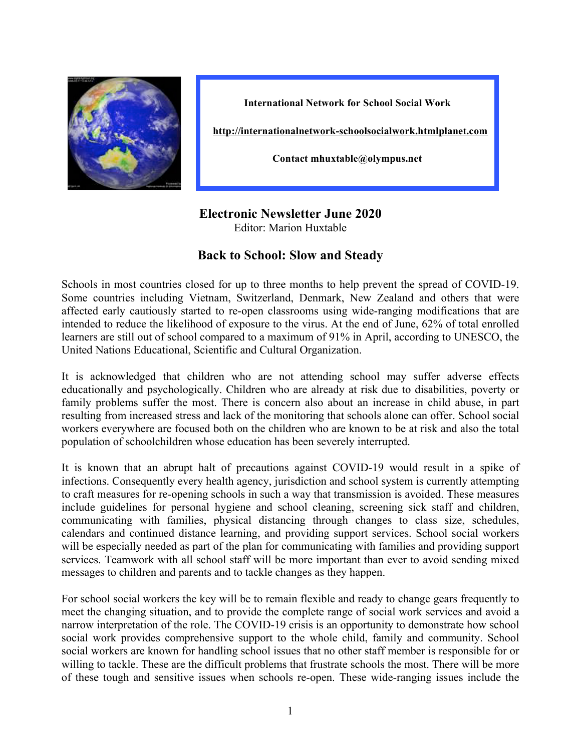**International Network for School Social Work**

**http://internationalnetwork-schoolsocialwork.htmlplanet.com**

**Contact mhuxtable@olympus.net**

# Electronic Newsletter June 2020

Editor: Marion Huxtable

## Back to School: Slow and Steady

Schools in most countries closed for up to three months to help prevent the spread of COVID-19. Some countries including Vietnam, Switzerland, Denmark, New Zealand and others that were affected early cautiously started to re-open classrooms using wide-ranging modifications that are intended to reduce the likelihood of exposure to the virus. At the end of June, 62% of total enrolled learners are still out of school compared to a maximum of 91% in April, according to UNESCO, the United Nations Educational, Scientific and Cultural Organization.

It is acknowledged that children who are not attending school may suffer adverse effects educationally and psychologically. Children who are already at risk due to disabilities, poverty or family problems suffer the most. There is concern also about an increase in child abuse, in part resulting from increased stress and lack of the monitoring that schools alone can offer. School social workers everywhere are focused both on the children who are known to be at risk and also the total population of schoolchildren whose education has been severely interrupted.

It is known that an abrupt halt of precautions against COVID-19 would result in a spike of infections. Consequently every health agency, jurisdiction and school system is currently attempting to craft measures for re-opening schools in such a way that transmission is avoided. These measures include guidelines for personal hygiene and school cleaning, screening sick staff and children, communicating with families, physical distancing through changes to class size, schedules, calendars and continued distance learning, and providing support services. School social workers will be especially needed as part of the plan for communicating with families and providing support services. Teamwork with all school staff will be more important than ever to avoid sending mixed messages to children and parents and to tackle changes as they happen.

For school social workers the key will be to remain flexible and ready to change gears frequently to meet the changing situation, and to provide the complete range of social work services and avoid a narrow interpretation of the role. The COVID-19 crisis is an opportunity to demonstrate how school social work provides comprehensive support to the whole child, family and community. School social workers are known for handling school issues that no other staff member is responsible for or willing to tackle. These are the difficult problems that frustrate schools the most. There will be more of these tough and sensitive issues when schools re-open. These wide-ranging issues include the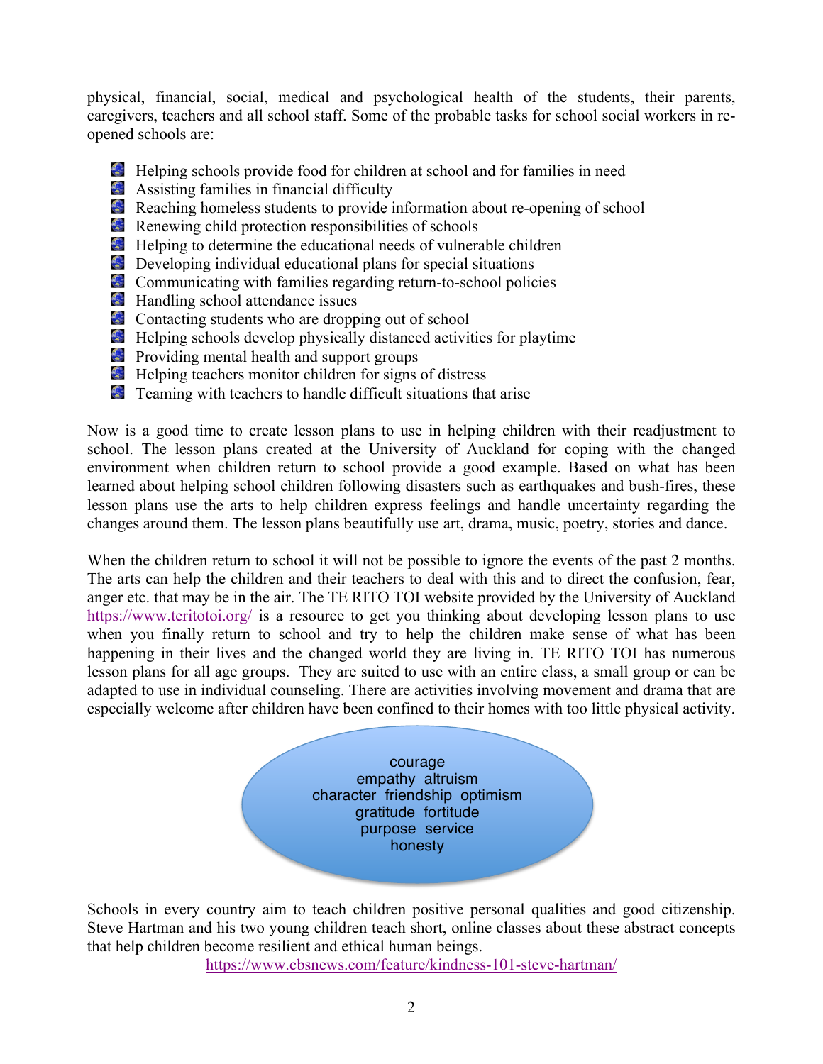physical, financial, social, medical and psychological health of the students, their parents, caregivers, teachers and all school staff. Some of the probable tasks for school social workers in re-opened schools are:

- Helping schools provide food for children at school and for families in need
- Assisting families in financial difficulty
- Reaching homeless students to provide information about re-opening of school
- Renewing child protection responsibilities of schools
- Helping to determine the educational needs of vulnerable children
- Developing individual educational plans for special situations
- Communicating with families regarding return-to-school policies
- Handling school attendance issues
- Contacting students who are dropping out of school
- Helping schools develop physically distanced activities for playtime
- Providing mental health and support groups
- Helping teachers monitor children for signs of distress
- Teaming with teachers to handle difficult situations that arise

Now is a good time to create lesson plans to use in helping children with their readjustment to school. The lesson plans created at the University of Auckland for coping with the changed environment when children return to school provide a good example. Based on what has been learned about helping school children following disasters such as earthquakes and bush-fires, these lesson plans use the arts to help children express feelings and handle uncertainty regarding the changes around them. The lesson plans beautifully use art, drama, music, poetry, stories and dance.

When the children return to school it will not be possible to ignore the events of the past 2 months. The arts can help the children and their teachers to deal with this and to direct the confusion, fear, anger etc. that may be in the air. The TE RITO TOI website provided by the University of Auckland https://www.teritotoi.org/ is a resource to get you thinking about developing lesson plans to use when you finally return to school and try to help the children make sense of what has been happening in their lives and the changed world they are living in. TE RITO TOI has numerous lesson plans for all age groups. They are suited to use with an entire class, a small group or can be adapted to use in individual counseling. There are activities involving movement and drama that are especially welcome after children have been confined to their homes with too little physical activity.

courage
empathy altruism
character friendship optimism
gratitude fortitude
purpose service
honesty

Schools in every country aim to teach children positive personal qualities and good citizenship. Steve Hartman and his two young children teach short, online classes about these abstract concepts that help children become resilient and ethical human beings.

https://www.cbsnews.com/feature/kindness-101-steve-hartman/